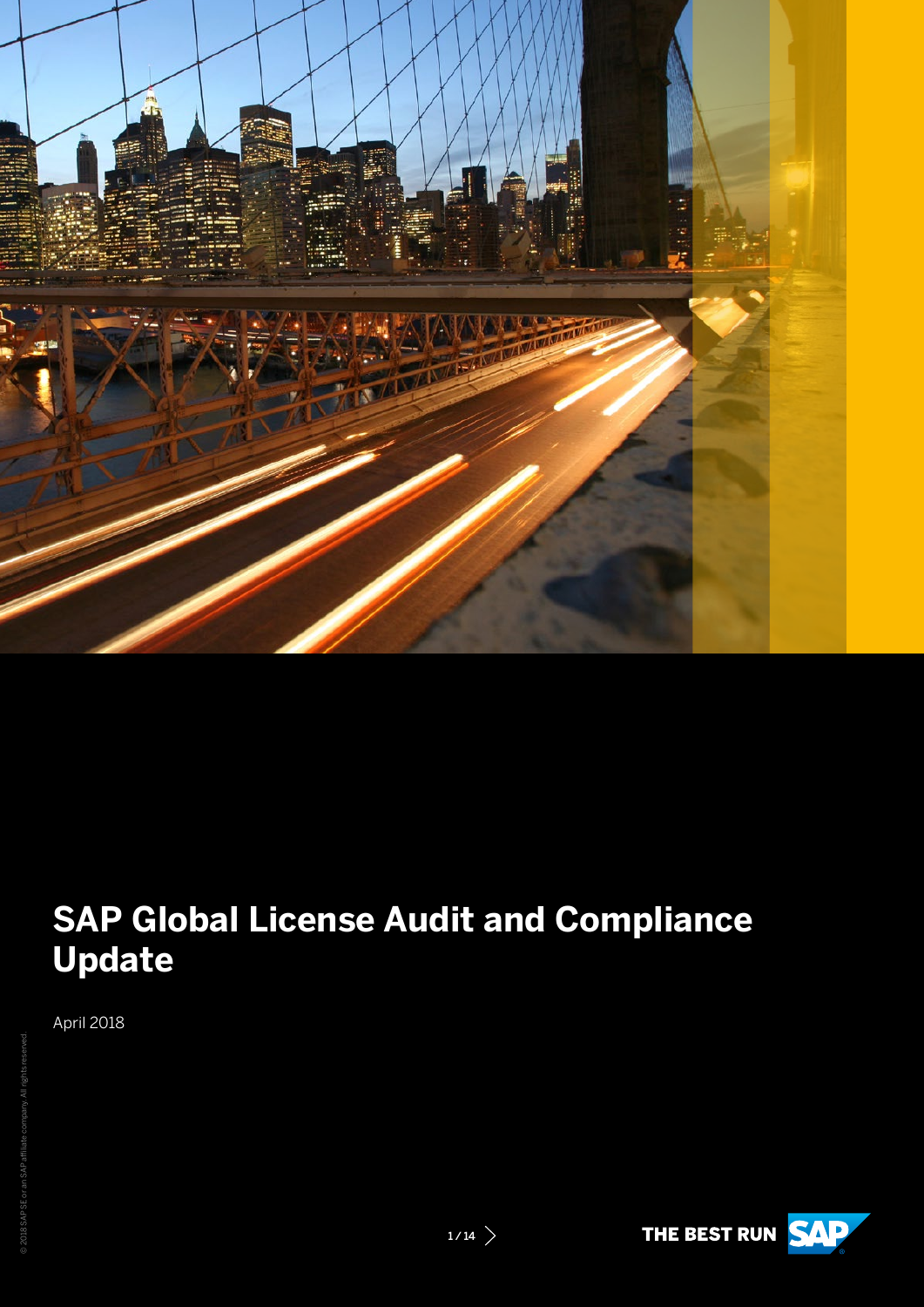# SAP Global License Audit and Compliance Update

April 2018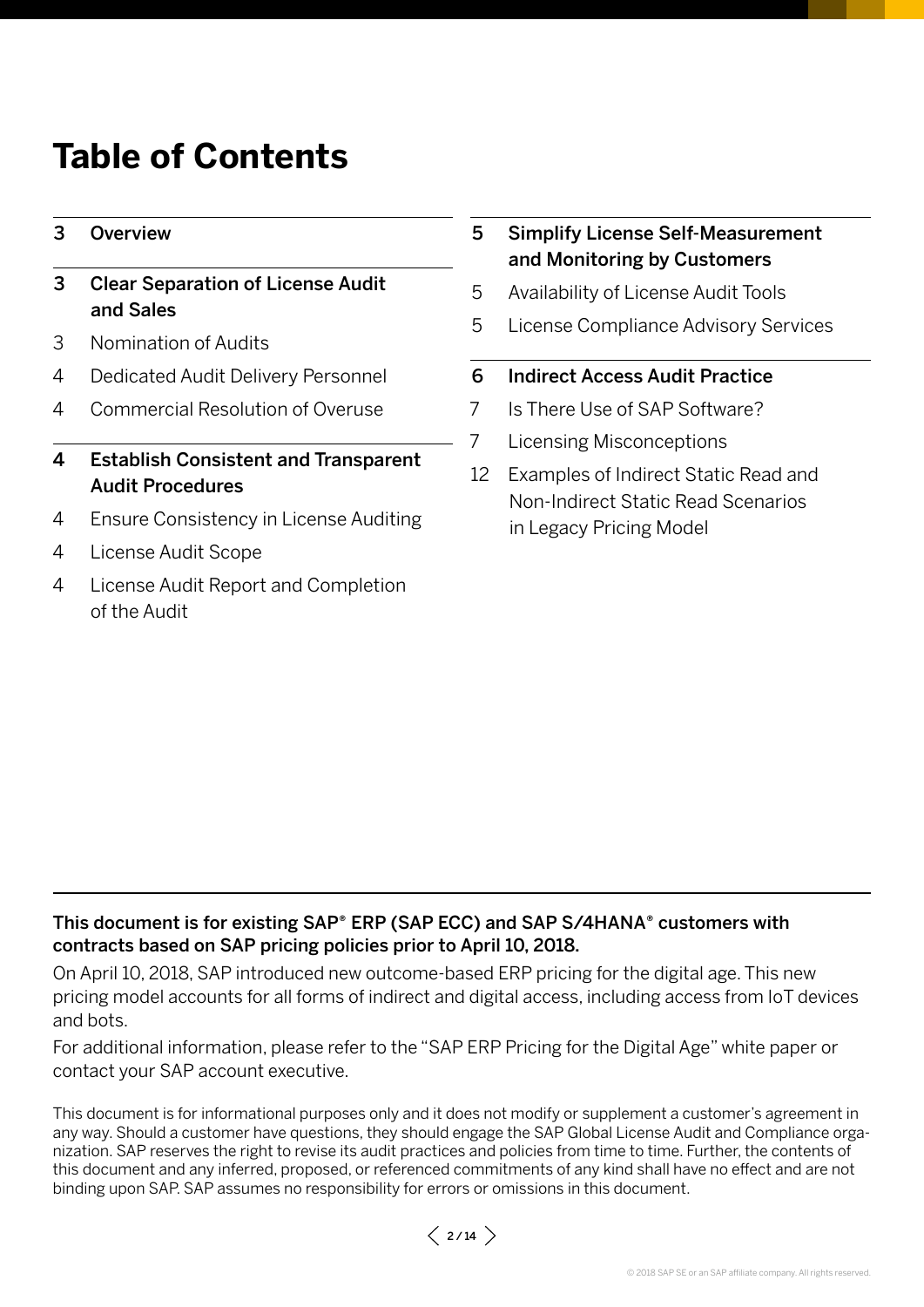# Table of Contents

- **3 Overview**
- **3 Clear Separation of License Audit and Sales**
  - 3 Nomination of Audits
  - 4 Dedicated Audit Delivery Personnel
  - 4 Commercial Resolution of Overuse
- **4 Establish Consistent and Transparent Audit Procedures**
  - 4 Ensure Consistency in License Auditing
  - 4 License Audit Scope
  - 4 License Audit Report and Completion of the Audit
- **5 Simplify License Self-Measurement and Monitoring by Customers**
  - 5 Availability of License Audit Tools
  - 5 License Compliance Advisory Services
- **6 Indirect Access Audit Practice**
  - 7 Is There Use of SAP Software?
  - 7 Licensing Misconceptions
  - 12 Examples of Indirect Static Read and Non-Indirect Static Read Scenarios in Legacy Pricing Model

---

**This document is for existing SAP® ERP (SAP ECC) and SAP S/4HANA® customers with contracts based on SAP pricing policies prior to April 10, 2018.**

On April 10, 2018, SAP introduced new outcome-based ERP pricing for the digital age. This new pricing model accounts for all forms of indirect and digital access, including access from IoT devices and bots.

For additional information, please refer to the "SAP ERP Pricing for the Digital Age" white paper or contact your SAP account executive.

This document is for informational purposes only and it does not modify or supplement a customer's agreement in any way. Should a customer have questions, they should engage the SAP Global License Audit and Compliance organization. SAP reserves the right to revise its audit practices and policies from time to time. Further, the contents of this document and any inferred, proposed, or referenced commitments of any kind shall have no effect and are not binding upon SAP. SAP assumes no responsibility for errors or omissions in this document.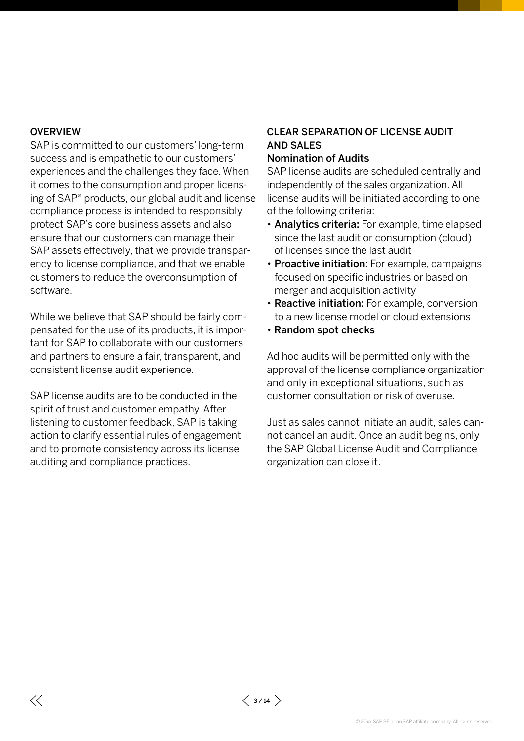## OVERVIEW

SAP is committed to our customers' long-term success and is empathetic to our customers' experiences and the challenges they face. When it comes to the consumption and proper licensing of SAP® products, our global audit and license compliance process is intended to responsibly protect SAP's core business assets and also ensure that our customers can manage their SAP assets effectively, that we provide transparency to license compliance, and that we enable customers to reduce the overconsumption of software.

While we believe that SAP should be fairly compensated for the use of its products, it is important for SAP to collaborate with our customers and partners to ensure a fair, transparent, and consistent license audit experience.

SAP license audits are to be conducted in the spirit of trust and customer empathy. After listening to customer feedback, SAP is taking action to clarify essential rules of engagement and to promote consistency across its license auditing and compliance practices.

## CLEAR SEPARATION OF LICENSE AUDIT AND SALES

### Nomination of Audits

SAP license audits are scheduled centrally and independently of the sales organization. All license audits will be initiated according to one of the following criteria:

- **Analytics criteria:** For example, time elapsed since the last audit or consumption (cloud) of licenses since the last audit
- **Proactive initiation:** For example, campaigns focused on specific industries or based on merger and acquisition activity
- **Reactive initiation:** For example, conversion to a new license model or cloud extensions
- **Random spot checks**

Ad hoc audits will be permitted only with the approval of the license compliance organization and only in exceptional situations, such as customer consultation or risk of overuse.

Just as sales cannot initiate an audit, sales cannot cancel an audit. Once an audit begins, only the SAP Global License Audit and Compliance organization can close it.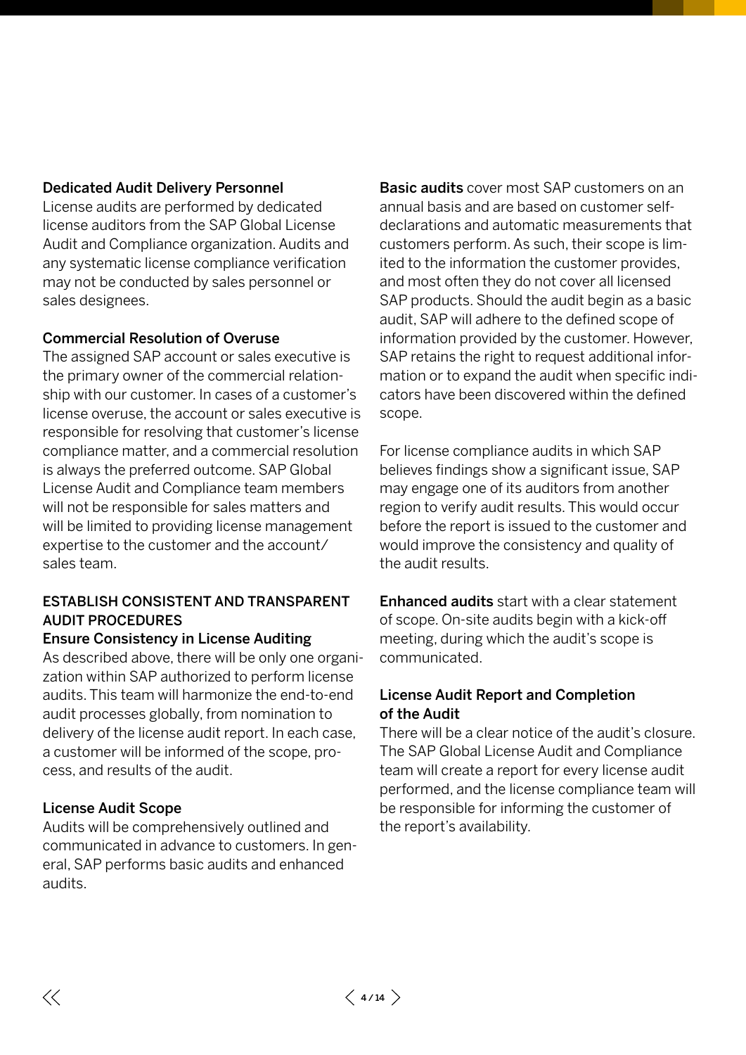### Dedicated Audit Delivery Personnel

License audits are performed by dedicated license auditors from the SAP Global License Audit and Compliance organization. Audits and any systematic license compliance verification may not be conducted by sales personnel or sales designees.

### Commercial Resolution of Overuse

The assigned SAP account or sales executive is the primary owner of the commercial relationship with our customer. In cases of a customer's license overuse, the account or sales executive is responsible for resolving that customer's license compliance matter, and a commercial resolution is always the preferred outcome. SAP Global License Audit and Compliance team members will not be responsible for sales matters and will be limited to providing license management expertise to the customer and the account/sales team.

## ESTABLISH CONSISTENT AND TRANSPARENT AUDIT PROCEDURES

### Ensure Consistency in License Auditing

As described above, there will be only one organization within SAP authorized to perform license audits. This team will harmonize the end-to-end audit processes globally, from nomination to delivery of the license audit report. In each case, a customer will be informed of the scope, process, and results of the audit.

### License Audit Scope

Audits will be comprehensively outlined and communicated in advance to customers. In general, SAP performs basic audits and enhanced audits.

**Basic audits** cover most SAP customers on an annual basis and are based on customer self-declarations and automatic measurements that customers perform. As such, their scope is limited to the information the customer provides, and most often they do not cover all licensed SAP products. Should the audit begin as a basic audit, SAP will adhere to the defined scope of information provided by the customer. However, SAP retains the right to request additional information or to expand the audit when specific indicators have been discovered within the defined scope.

For license compliance audits in which SAP believes findings show a significant issue, SAP may engage one of its auditors from another region to verify audit results. This would occur before the report is issued to the customer and would improve the consistency and quality of the audit results.

**Enhanced audits** start with a clear statement of scope. On-site audits begin with a kick-off meeting, during which the audit's scope is communicated.

### License Audit Report and Completion of the Audit

There will be a clear notice of the audit's closure. The SAP Global License Audit and Compliance team will create a report for every license audit performed, and the license compliance team will be responsible for informing the customer of the report's availability.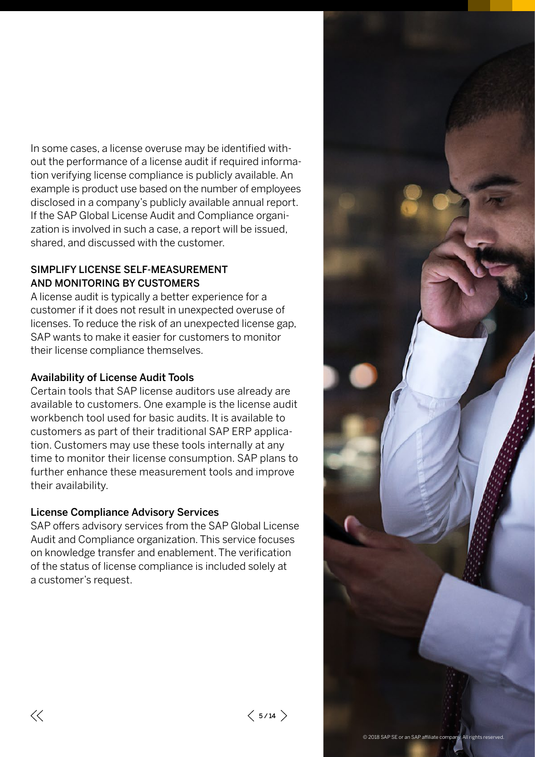In some cases, a license overuse may be identified without the performance of a license audit if required information verifying license compliance is publicly available. An example is product use based on the number of employees disclosed in a company's publicly available annual report. If the SAP Global License Audit and Compliance organization is involved in such a case, a report will be issued, shared, and discussed with the customer.

## SIMPLIFY LICENSE SELF-MEASUREMENT AND MONITORING BY CUSTOMERS

A license audit is typically a better experience for a customer if it does not result in unexpected overuse of licenses. To reduce the risk of an unexpected license gap, SAP wants to make it easier for customers to monitor their license compliance themselves.

### Availability of License Audit Tools

Certain tools that SAP license auditors use already are available to customers. One example is the license audit workbench tool used for basic audits. It is available to customers as part of their traditional SAP ERP application. Customers may use these tools internally at any time to monitor their license consumption. SAP plans to further enhance these measurement tools and improve their availability.

### License Compliance Advisory Services

SAP offers advisory services from the SAP Global License Audit and Compliance organization. This service focuses on knowledge transfer and enablement. The verification of the status of license compliance is included solely at a customer's request.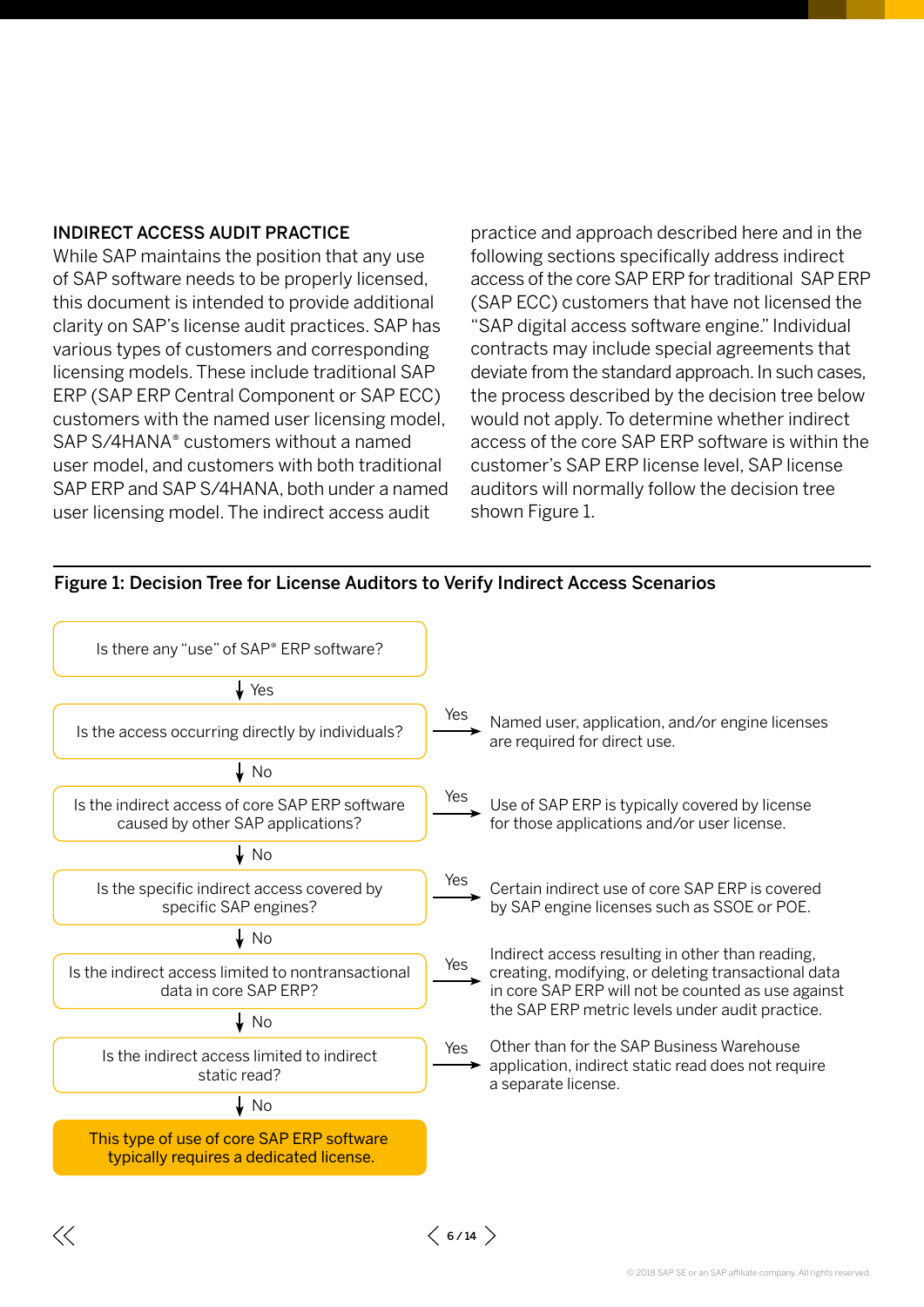## INDIRECT ACCESS AUDIT PRACTICE

While SAP maintains the position that any use of SAP software needs to be properly licensed, this document is intended to provide additional clarity on SAP's license audit practices. SAP has various types of customers and corresponding licensing models. These include traditional SAP ERP (SAP ERP Central Component or SAP ECC) customers with the named user licensing model, SAP S/4HANA® customers without a named user model, and customers with both traditional SAP ERP and SAP S/4HANA, both under a named user licensing model. The indirect access audit practice and approach described here and in the following sections specifically address indirect access of the core SAP ERP for traditional SAP ERP (SAP ECC) customers that have not licensed the "SAP digital access software engine." Individual contracts may include special agreements that deviate from the standard approach. In such cases, the process described by the decision tree below would not apply. To determine whether indirect access of the core SAP ERP software is within the customer's SAP ERP license level, SAP license auditors will normally follow the decision tree shown Figure 1.

**Figure 1: Decision Tree for License Auditors to Verify Indirect Access Scenarios**

1. Is there any "use" of SAP® ERP software?
   - Yes ↓
2. Is the access occurring directly by individuals?
   - Yes → Named user, application, and/or engine licenses are required for direct use.
   - No ↓
3. Is the indirect access of core SAP ERP software caused by other SAP applications?
   - Yes → Use of SAP ERP is typically covered by license for those applications and/or user license.
   - No ↓
4. Is the specific indirect access covered by specific SAP engines?
   - Yes → Certain indirect use of core SAP ERP is covered by SAP engine licenses such as SSOE or POE.
   - No ↓
5. Is the indirect access limited to nontransactional data in core SAP ERP?
   - Yes → Indirect access resulting in other than reading, creating, modifying, or deleting transactional data in core SAP ERP will not be counted as use against the SAP ERP metric levels under audit practice.
   - No ↓
6. Is the indirect access limited to indirect static read?
   - Yes → Other than for the SAP Business Warehouse application, indirect static read does not require a separate license.
   - No ↓
7. This type of use of core SAP ERP software typically requires a dedicated license.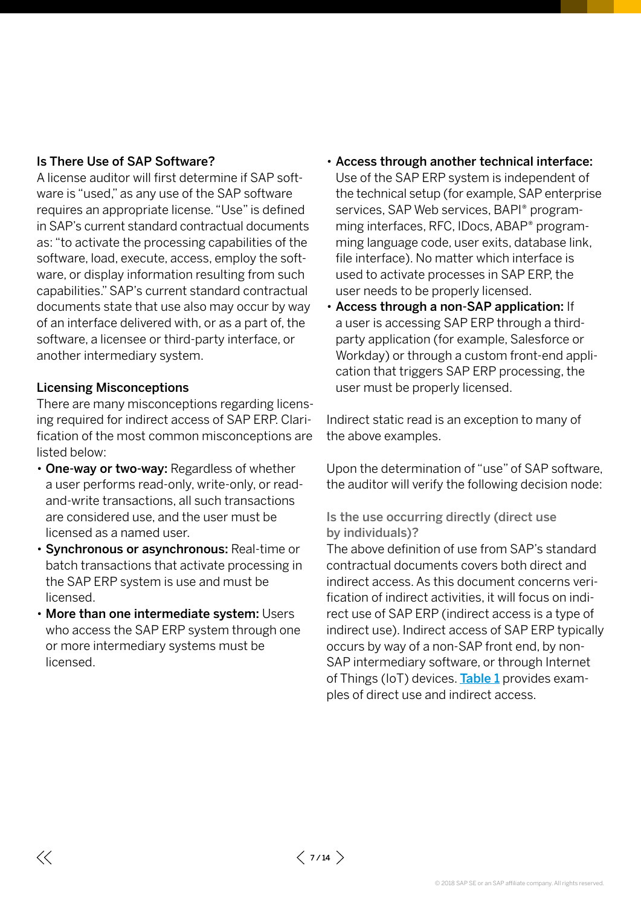### Is There Use of SAP Software?

A license auditor will first determine if SAP software is "used," as any use of the SAP software requires an appropriate license. "Use" is defined in SAP's current standard contractual documents as: "to activate the processing capabilities of the software, load, execute, access, employ the software, or display information resulting from such capabilities." SAP's current standard contractual documents state that use also may occur by way of an interface delivered with, or as a part of, the software, a licensee or third-party interface, or another intermediary system.

### Licensing Misconceptions

There are many misconceptions regarding licensing required for indirect access of SAP ERP. Clarification of the most common misconceptions are listed below:

- **One-way or two-way:** Regardless of whether a user performs read-only, write-only, or read-and-write transactions, all such transactions are considered use, and the user must be licensed as a named user.
- **Synchronous or asynchronous:** Real-time or batch transactions that activate processing in the SAP ERP system is use and must be licensed.
- **More than one intermediate system:** Users who access the SAP ERP system through one or more intermediary systems must be licensed.
- **Access through another technical interface:** Use of the SAP ERP system is independent of the technical setup (for example, SAP enterprise services, SAP Web services, BAPI® programming interfaces, RFC, IDocs, ABAP® programming language code, user exits, database link, file interface). No matter which interface is used to activate processes in SAP ERP, the user needs to be properly licensed.
- **Access through a non-SAP application:** If a user is accessing SAP ERP through a third-party application (for example, Salesforce or Workday) or through a custom front-end application that triggers SAP ERP processing, the user must be properly licensed.

Indirect static read is an exception to many of the above examples.

Upon the determination of "use" of SAP software, the auditor will verify the following decision node:

#### Is the use occurring directly (direct use by individuals)?

The above definition of use from SAP's standard contractual documents covers both direct and indirect access. As this document concerns verification of indirect activities, it will focus on indirect use of SAP ERP (indirect access is a type of indirect use). Indirect access of SAP ERP typically occurs by way of a non-SAP front end, by non-SAP intermediary software, or through Internet of Things (IoT) devices. Table 1 provides examples of direct use and indirect access.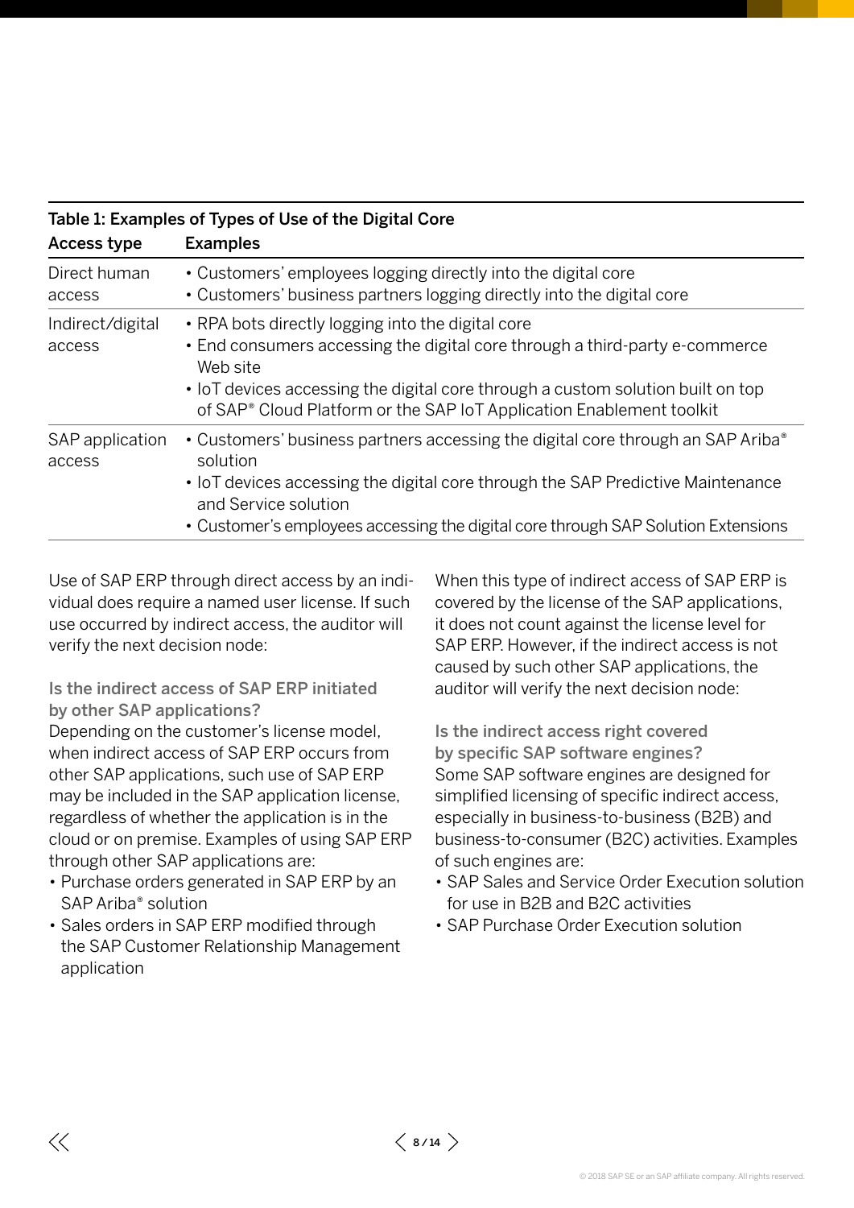**Table 1: Examples of Types of Use of the Digital Core**

| Access type | Examples |
| --- | --- |
| Direct human access | • Customers' employees logging directly into the digital core<br>• Customers' business partners logging directly into the digital core |
| Indirect/digital access | • RPA bots directly logging into the digital core<br>• End consumers accessing the digital core through a third-party e-commerce Web site<br>• IoT devices accessing the digital core through a custom solution built on top of SAP® Cloud Platform or the SAP IoT Application Enablement toolkit |
| SAP application access | • Customers' business partners accessing the digital core through an SAP Ariba® solution<br>• IoT devices accessing the digital core through the SAP Predictive Maintenance and Service solution<br>• Customer's employees accessing the digital core through SAP Solution Extensions |

Use of SAP ERP through direct access by an individual does require a named user license. If such use occurred by indirect access, the auditor will verify the next decision node:

### Is the indirect access of SAP ERP initiated by other SAP applications?

Depending on the customer's license model, when indirect access of SAP ERP occurs from other SAP applications, such use of SAP ERP may be included in the SAP application license, regardless of whether the application is in the cloud or on premise. Examples of using SAP ERP through other SAP applications are:

- Purchase orders generated in SAP ERP by an SAP Ariba® solution
- Sales orders in SAP ERP modified through the SAP Customer Relationship Management application

When this type of indirect access of SAP ERP is covered by the license of the SAP applications, it does not count against the license level for SAP ERP. However, if the indirect access is not caused by such other SAP applications, the auditor will verify the next decision node:

### Is the indirect access right covered by specific SAP software engines?

Some SAP software engines are designed for simplified licensing of specific indirect access, especially in business-to-business (B2B) and business-to-consumer (B2C) activities. Examples of such engines are:

- SAP Sales and Service Order Execution solution for use in B2B and B2C activities
- SAP Purchase Order Execution solution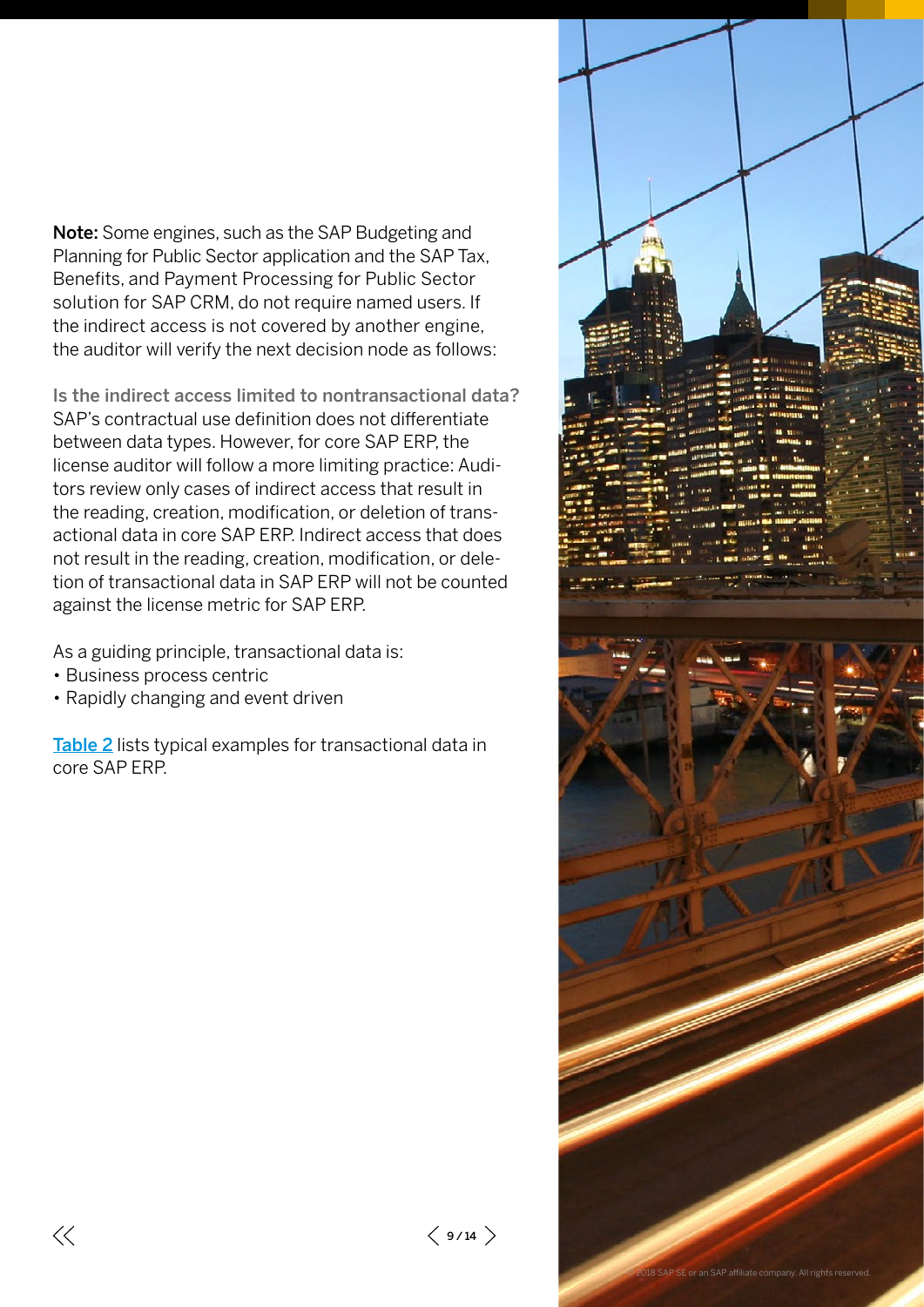**Note:** Some engines, such as the SAP Budgeting and Planning for Public Sector application and the SAP Tax, Benefits, and Payment Processing for Public Sector solution for SAP CRM, do not require named users. If the indirect access is not covered by another engine, the auditor will verify the next decision node as follows:

**Is the indirect access limited to nontransactional data?**
SAP's contractual use definition does not differentiate between data types. However, for core SAP ERP, the license auditor will follow a more limiting practice: Auditors review only cases of indirect access that result in the reading, creation, modification, or deletion of transactional data in core SAP ERP. Indirect access that does not result in the reading, creation, modification, or deletion of transactional data in SAP ERP will not be counted against the license metric for SAP ERP.

As a guiding principle, transactional data is:
- Business process centric
- Rapidly changing and event driven

Table 2 lists typical examples for transactional data in core SAP ERP.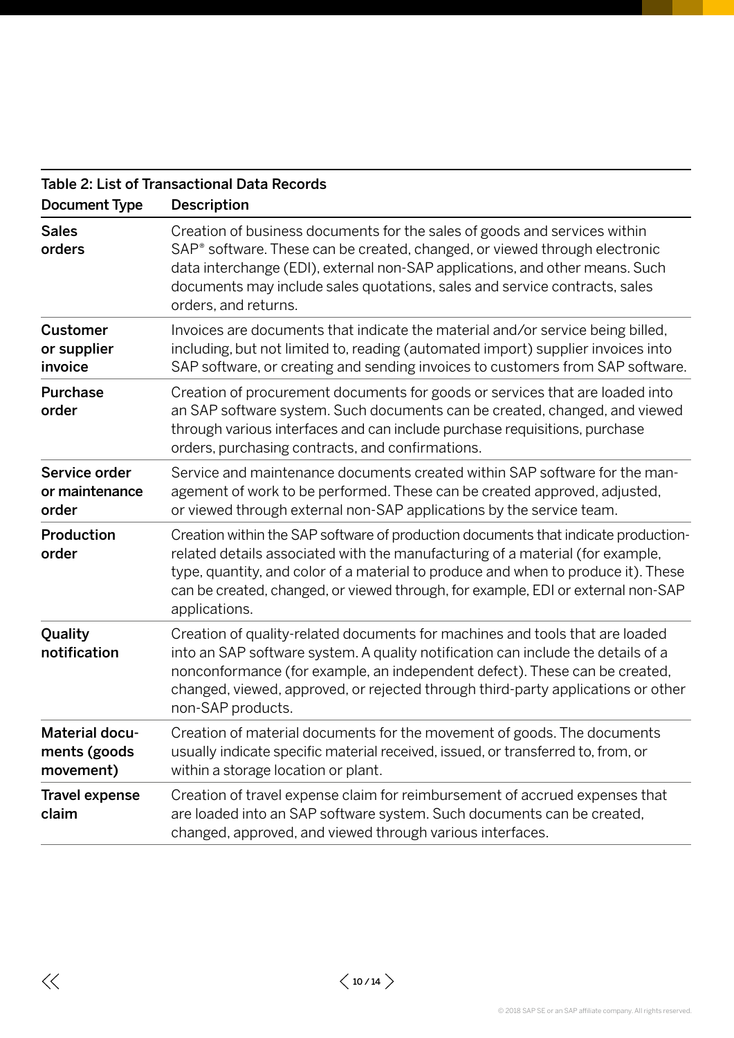Table 2: List of Transactional Data Records

| Document Type | Description |
|---|---|
| Sales orders | Creation of business documents for the sales of goods and services within SAP® software. These can be created, changed, or viewed through electronic data interchange (EDI), external non-SAP applications, and other means. Such documents may include sales quotations, sales and service contracts, sales orders, and returns. |
| Customer or supplier invoice | Invoices are documents that indicate the material and/or service being billed, including, but not limited to, reading (automated import) supplier invoices into SAP software, or creating and sending invoices to customers from SAP software. |
| Purchase order | Creation of procurement documents for goods or services that are loaded into an SAP software system. Such documents can be created, changed, and viewed through various interfaces and can include purchase requisitions, purchase orders, purchasing contracts, and confirmations. |
| Service order or maintenance order | Service and maintenance documents created within SAP software for the management of work to be performed. These can be created approved, adjusted, or viewed through external non-SAP applications by the service team. |
| Production order | Creation within the SAP software of production documents that indicate production-related details associated with the manufacturing of a material (for example, type, quantity, and color of a material to produce and when to produce it). These can be created, changed, or viewed through, for example, EDI or external non-SAP applications. |
| Quality notification | Creation of quality-related documents for machines and tools that are loaded into an SAP software system. A quality notification can include the details of a nonconformance (for example, an independent defect). These can be created, changed, viewed, approved, or rejected through third-party applications or other non-SAP products. |
| Material documents (goods movement) | Creation of material documents for the movement of goods. The documents usually indicate specific material received, issued, or transferred to, from, or within a storage location or plant. |
| Travel expense claim | Creation of travel expense claim for reimbursement of accrued expenses that are loaded into an SAP software system. Such documents can be created, changed, approved, and viewed through various interfaces. |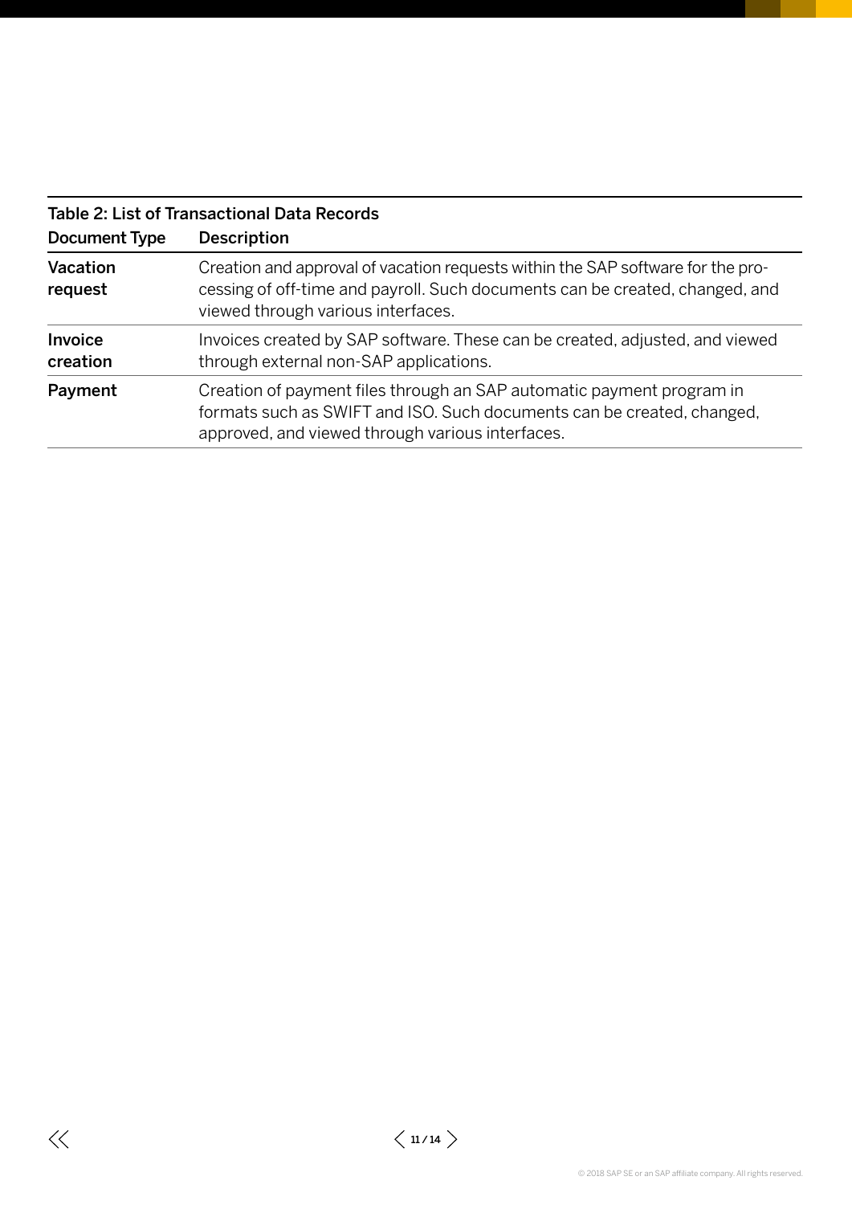Table 2: List of Transactional Data Records

| Document Type | Description |
| --- | --- |
| **Vacation request** | Creation and approval of vacation requests within the SAP software for the processing of off-time and payroll. Such documents can be created, changed, and viewed through various interfaces. |
| **Invoice creation** | Invoices created by SAP software. These can be created, adjusted, and viewed through external non-SAP applications. |
| **Payment** | Creation of payment files through an SAP automatic payment program in formats such as SWIFT and ISO. Such documents can be created, changed, approved, and viewed through various interfaces. |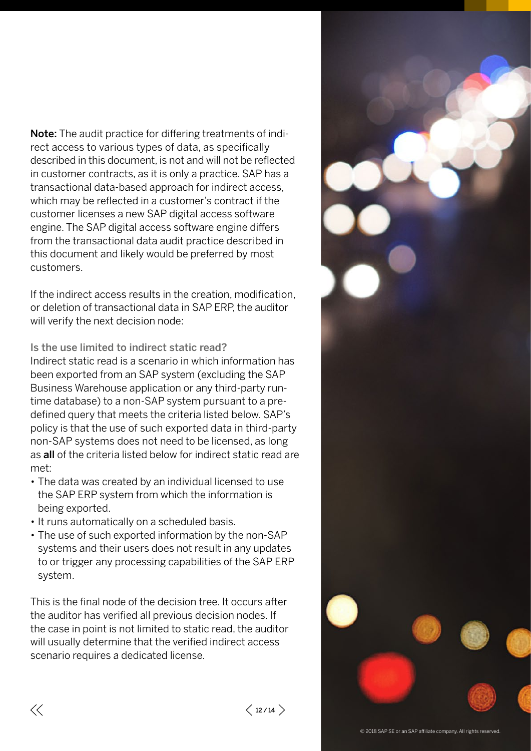**Note:** The audit practice for differing treatments of indirect access to various types of data, as specifically described in this document, is not and will not be reflected in customer contracts, as it is only a practice. SAP has a transactional data-based approach for indirect access, which may be reflected in a customer's contract if the customer licenses a new SAP digital access software engine. The SAP digital access software engine differs from the transactional data audit practice described in this document and likely would be preferred by most customers.

If the indirect access results in the creation, modification, or deletion of transactional data in SAP ERP, the auditor will verify the next decision node:

### Is the use limited to indirect static read?

Indirect static read is a scenario in which information has been exported from an SAP system (excluding the SAP Business Warehouse application or any third-party run-time database) to a non-SAP system pursuant to a predefined query that meets the criteria listed below. SAP's policy is that the use of such exported data in third-party non-SAP systems does not need to be licensed, as long as **all** of the criteria listed below for indirect static read are met:

- The data was created by an individual licensed to use the SAP ERP system from which the information is being exported.
- It runs automatically on a scheduled basis.
- The use of such exported information by the non-SAP systems and their users does not result in any updates to or trigger any processing capabilities of the SAP ERP system.

This is the final node of the decision tree. It occurs after the auditor has verified all previous decision nodes. If the case in point is not limited to static read, the auditor will usually determine that the verified indirect access scenario requires a dedicated license.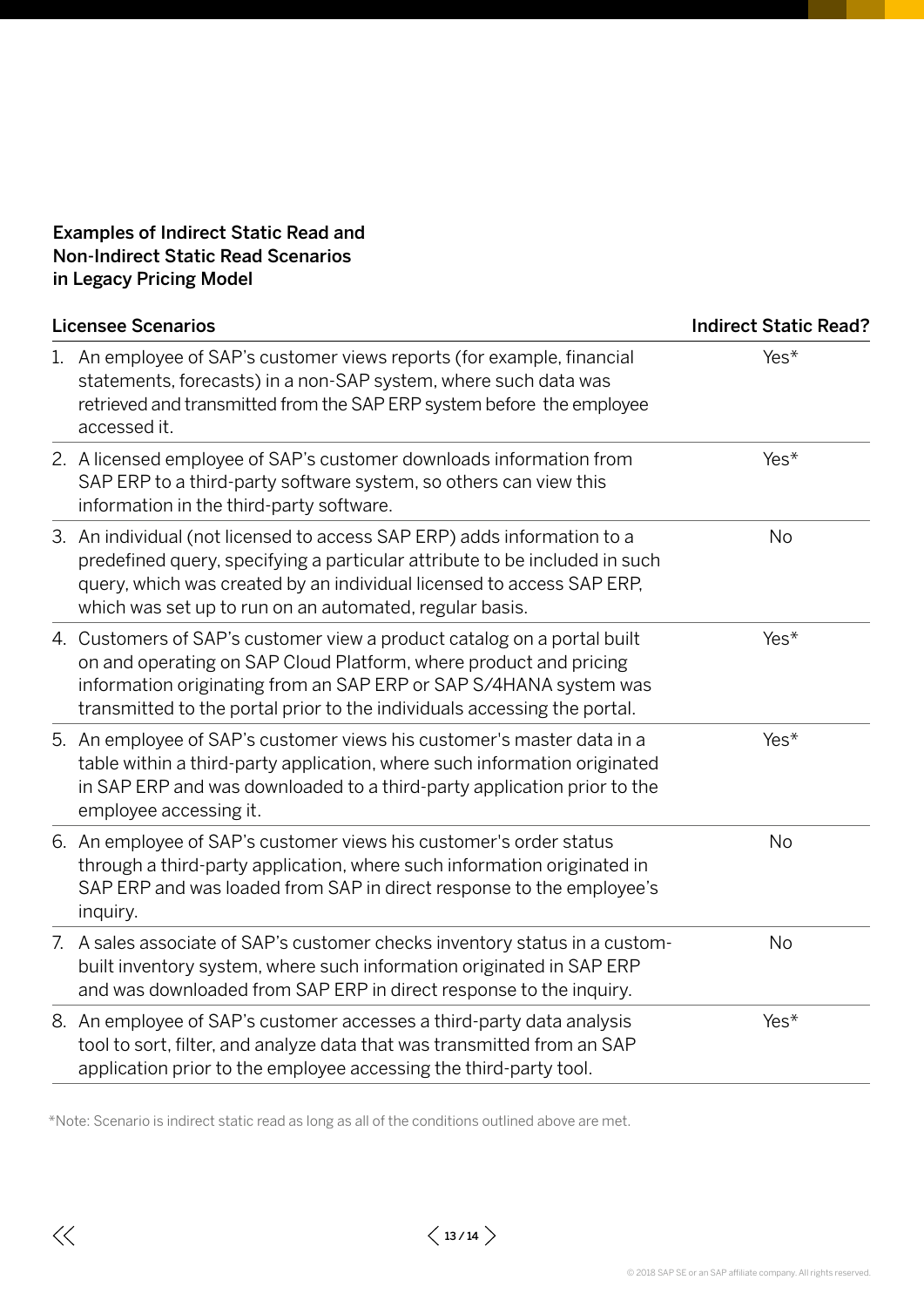### Examples of Indirect Static Read and Non-Indirect Static Read Scenarios in Legacy Pricing Model

| Licensee Scenarios | Indirect Static Read? |
| --- | --- |
| 1. An employee of SAP's customer views reports (for example, financial statements, forecasts) in a non-SAP system, where such data was retrieved and transmitted from the SAP ERP system before the employee accessed it. | Yes* |
| 2. A licensed employee of SAP's customer downloads information from SAP ERP to a third-party software system, so others can view this information in the third-party software. | Yes* |
| 3. An individual (not licensed to access SAP ERP) adds information to a predefined query, specifying a particular attribute to be included in such query, which was created by an individual licensed to access SAP ERP, which was set up to run on an automated, regular basis. | No |
| 4. Customers of SAP's customer view a product catalog on a portal built on and operating on SAP Cloud Platform, where product and pricing information originating from an SAP ERP or SAP S/4HANA system was transmitted to the portal prior to the individuals accessing the portal. | Yes* |
| 5. An employee of SAP's customer views his customer's master data in a table within a third-party application, where such information originated in SAP ERP and was downloaded to a third-party application prior to the employee accessing it. | Yes* |
| 6. An employee of SAP's customer views his customer's order status through a third-party application, where such information originated in SAP ERP and was loaded from SAP in direct response to the employee's inquiry. | No |
| 7. A sales associate of SAP's customer checks inventory status in a custom-built inventory system, where such information originated in SAP ERP and was downloaded from SAP ERP in direct response to the inquiry. | No |
| 8. An employee of SAP's customer accesses a third-party data analysis tool to sort, filter, and analyze data that was transmitted from an SAP application prior to the employee accessing the third-party tool. | Yes* |

*Note: Scenario is indirect static read as long as all of the conditions outlined above are met.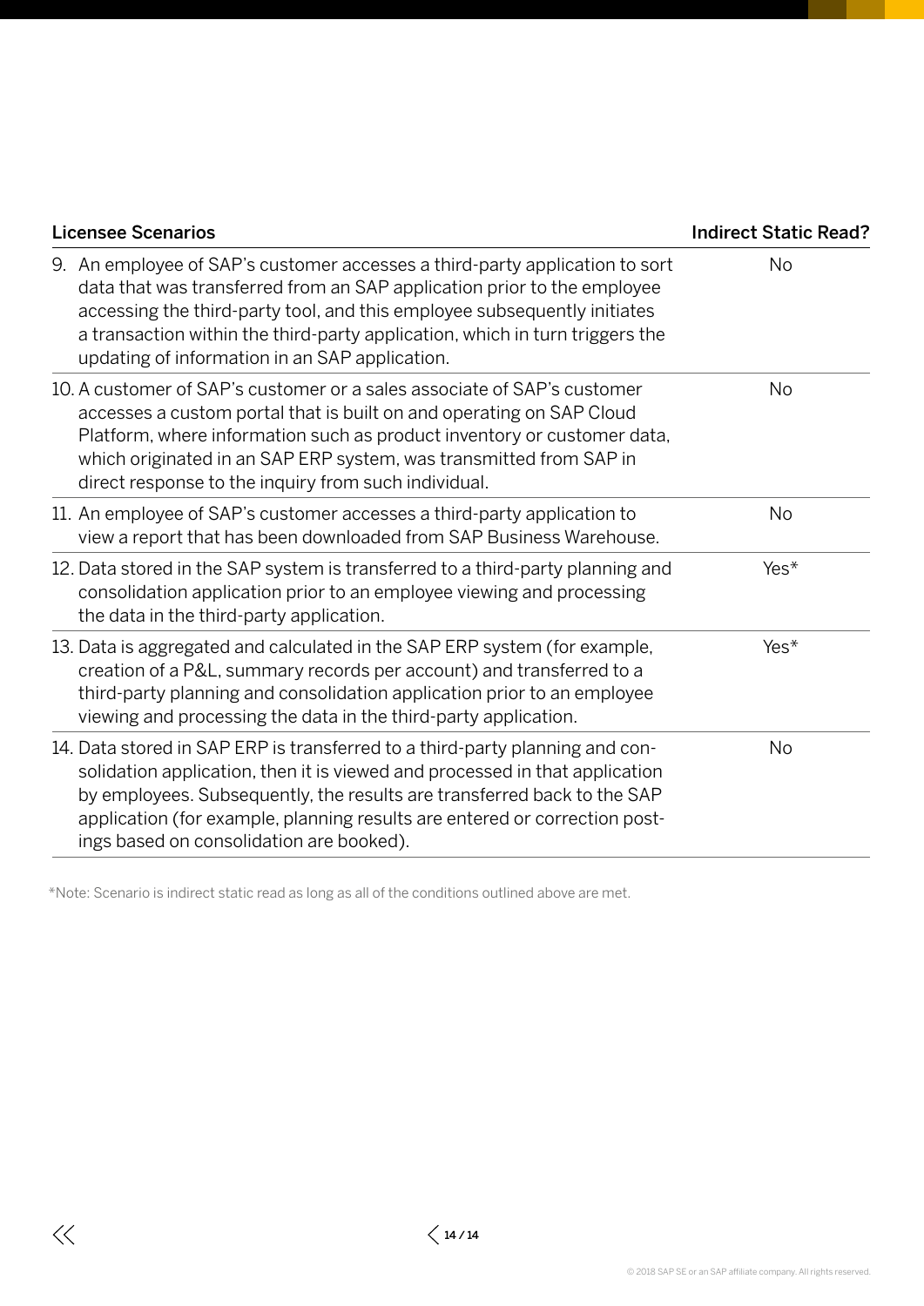| Licensee Scenarios | Indirect Static Read? |
| --- | --- |
| 9. An employee of SAP's customer accesses a third-party application to sort data that was transferred from an SAP application prior to the employee accessing the third-party tool, and this employee subsequently initiates a transaction within the third-party application, which in turn triggers the updating of information in an SAP application. | No |
| 10. A customer of SAP's customer or a sales associate of SAP's customer accesses a custom portal that is built on and operating on SAP Cloud Platform, where information such as product inventory or customer data, which originated in an SAP ERP system, was transmitted from SAP in direct response to the inquiry from such individual. | No |
| 11. An employee of SAP's customer accesses a third-party application to view a report that has been downloaded from SAP Business Warehouse. | No |
| 12. Data stored in the SAP system is transferred to a third-party planning and consolidation application prior to an employee viewing and processing the data in the third-party application. | Yes* |
| 13. Data is aggregated and calculated in the SAP ERP system (for example, creation of a P&L, summary records per account) and transferred to a third-party planning and consolidation application prior to an employee viewing and processing the data in the third-party application. | Yes* |
| 14. Data stored in SAP ERP is transferred to a third-party planning and consolidation application, then it is viewed and processed in that application by employees. Subsequently, the results are transferred back to the SAP application (for example, planning results are entered or correction postings based on consolidation are booked). | No |

*Note: Scenario is indirect static read as long as all of the conditions outlined above are met.

© 2018 SAP SE or an SAP affiliate company. All rights reserved.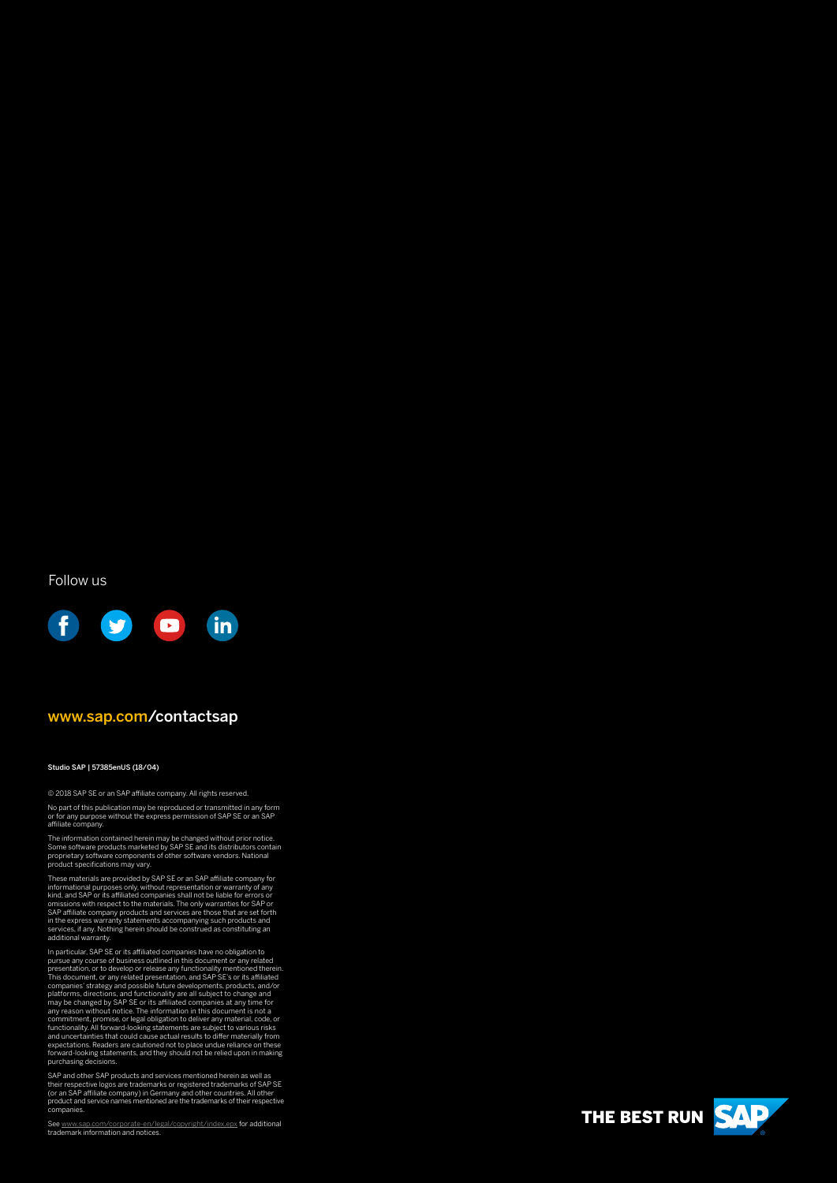Follow us

www.sap.com/contactsap

**Studio SAP | 57385enUS (18/04)**

© 2018 SAP SE or an SAP affiliate company. All rights reserved.

No part of this publication may be reproduced or transmitted in any form or for any purpose without the express permission of SAP SE or an SAP affiliate company.

The information contained herein may be changed without prior notice. Some software products marketed by SAP SE and its distributors contain proprietary software components of other software vendors. National product specifications may vary.

These materials are provided by SAP SE or an SAP affiliate company for informational purposes only, without representation or warranty of any kind, and SAP or its affiliated companies shall not be liable for errors or omissions with respect to the materials. The only warranties for SAP or SAP affiliate company products and services are those that are set forth in the express warranty statements accompanying such products and services, if any. Nothing herein should be construed as constituting an additional warranty.

In particular, SAP SE or its affiliated companies have no obligation to pursue any course of business outlined in this document or any related presentation, or to develop or release any functionality mentioned therein. This document, or any related presentation, and SAP SE's or its affiliated companies' strategy and possible future developments, products, and/or platforms, directions, and functionality are all subject to change and may be changed by SAP SE or its affiliated companies at any time for any reason without notice. The information in this document is not a commitment, promise, or legal obligation to deliver any material, code, or functionality. All forward-looking statements are subject to various risks and uncertainties that could cause actual results to differ materially from expectations. Readers are cautioned not to place undue reliance on these forward-looking statements, and they should not be relied upon in making purchasing decisions.

SAP and other SAP products and services mentioned herein as well as their respective logos are trademarks or registered trademarks of SAP SE (or an SAP affiliate company) in Germany and other countries. All other product and service names mentioned are the trademarks of their respective companies.

See www.sap.com/corporate-en/legal/copyright/index.epx for additional trademark information and notices.

THE BEST RUN SAP